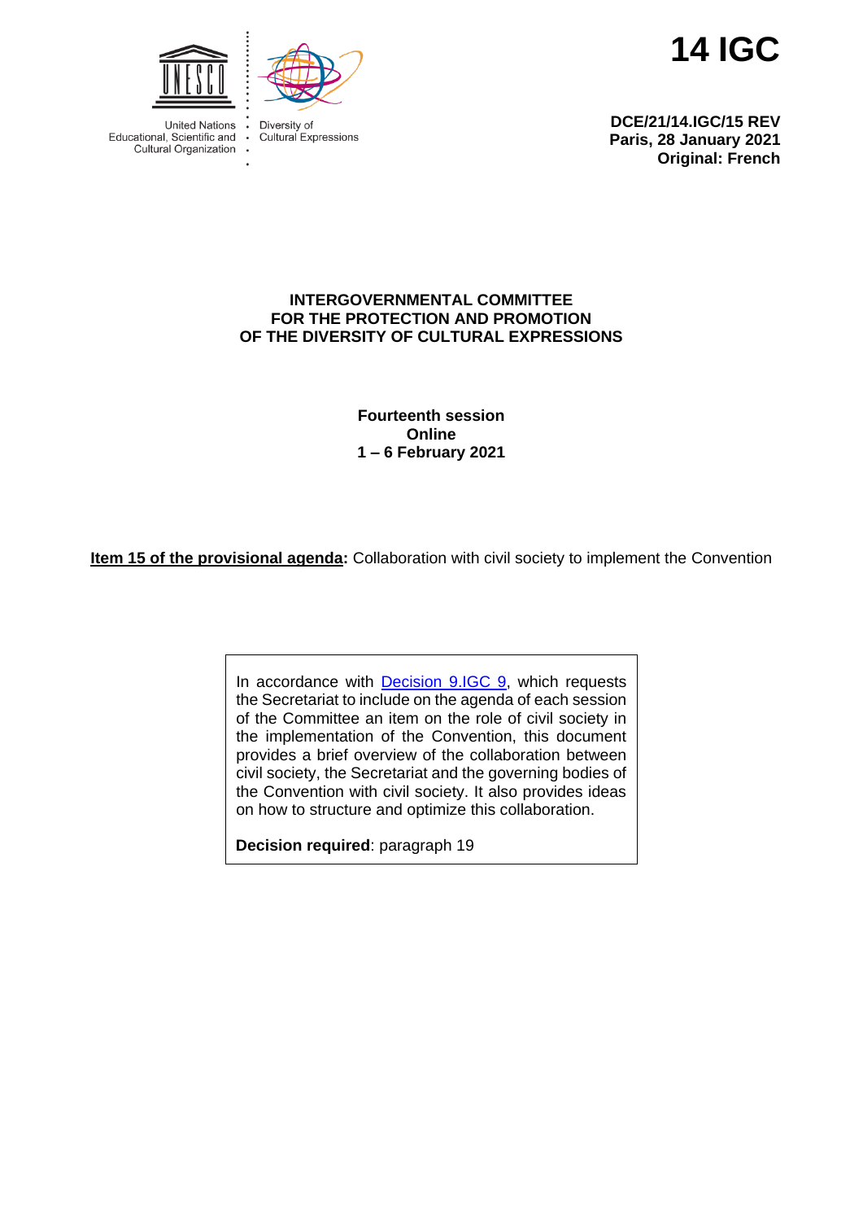United Nations Educational, Scientific and Cultural Organization

Diversity of Cultural Expressions

# 14 IGC

**DCE/21/14.IGC/15 REV**
**Paris, 28 January 2021**
**Original: French**

**INTERGOVERNMENTAL COMMITTEE FOR THE PROTECTION AND PROMOTION OF THE DIVERSITY OF CULTURAL EXPRESSIONS**

**Fourteenth session**
**Online**
**1 – 6 February 2021**

**Item 15 of the provisional agenda:** Collaboration with civil society to implement the Convention

In accordance with Decision 9.IGC 9, which requests the Secretariat to include on the agenda of each session of the Committee an item on the role of civil society in the implementation of the Convention, this document provides a brief overview of the collaboration between civil society, the Secretariat and the governing bodies of the Convention with civil society. It also provides ideas on how to structure and optimize this collaboration.

**Decision required**: paragraph 19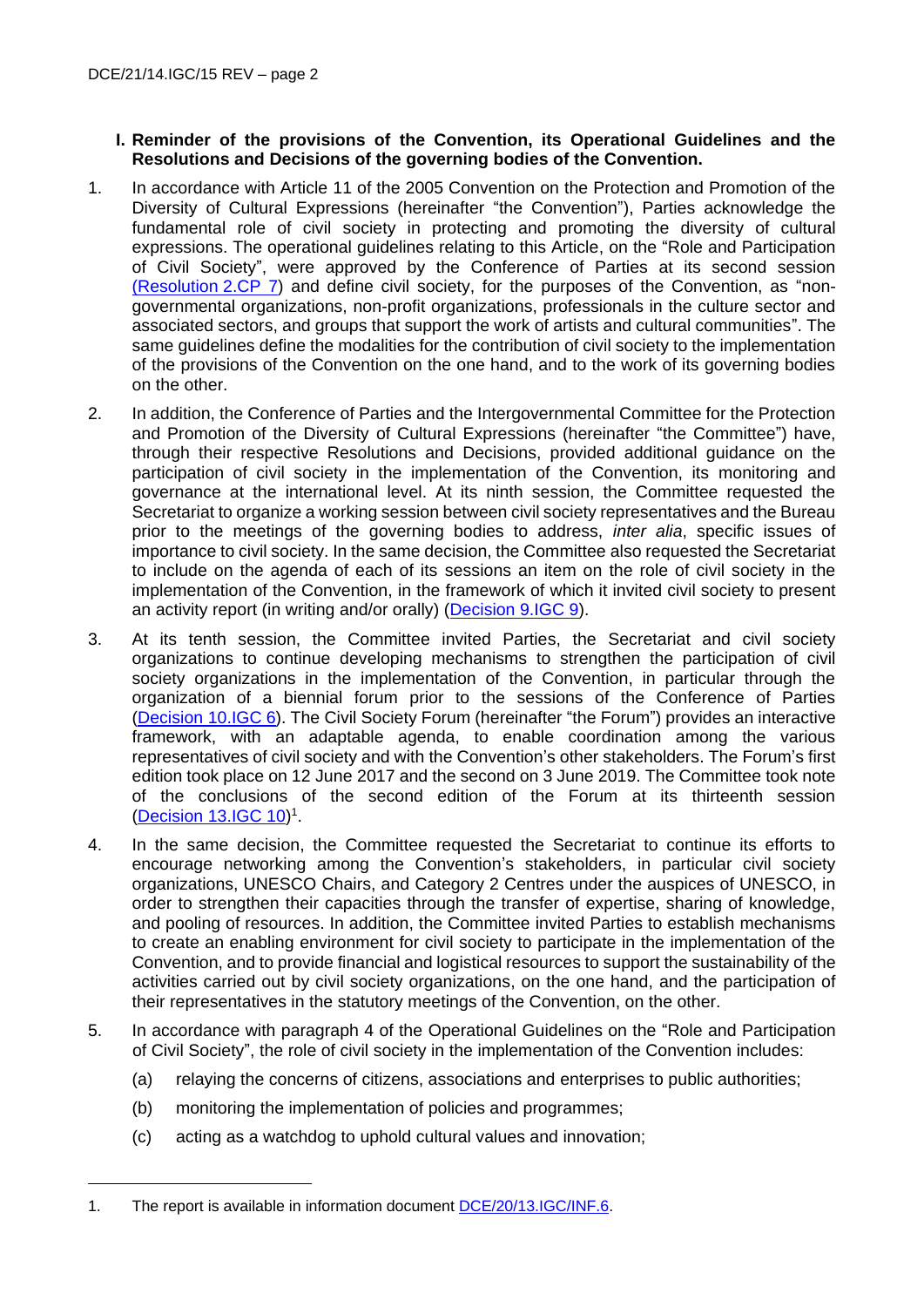**I. Reminder of the provisions of the Convention, its Operational Guidelines and the Resolutions and Decisions of the governing bodies of the Convention.**

1. In accordance with Article 11 of the 2005 Convention on the Protection and Promotion of the Diversity of Cultural Expressions (hereinafter "the Convention"), Parties acknowledge the fundamental role of civil society in protecting and promoting the diversity of cultural expressions. The operational guidelines relating to this Article, on the "Role and Participation of Civil Society", were approved by the Conference of Parties at its second session (Resolution 2.CP 7) and define civil society, for the purposes of the Convention, as "non-governmental organizations, non-profit organizations, professionals in the culture sector and associated sectors, and groups that support the work of artists and cultural communities". The same guidelines define the modalities for the contribution of civil society to the implementation of the provisions of the Convention on the one hand, and to the work of its governing bodies on the other.

2. In addition, the Conference of Parties and the Intergovernmental Committee for the Protection and Promotion of the Diversity of Cultural Expressions (hereinafter "the Committee") have, through their respective Resolutions and Decisions, provided additional guidance on the participation of civil society in the implementation of the Convention, its monitoring and governance at the international level. At its ninth session, the Committee requested the Secretariat to organize a working session between civil society representatives and the Bureau prior to the meetings of the governing bodies to address, *inter alia*, specific issues of importance to civil society. In the same decision, the Committee also requested the Secretariat to include on the agenda of each of its sessions an item on the role of civil society in the implementation of the Convention, in the framework of which it invited civil society to present an activity report (in writing and/or orally) (Decision 9.IGC 9).

3. At its tenth session, the Committee invited Parties, the Secretariat and civil society organizations to continue developing mechanisms to strengthen the participation of civil society organizations in the implementation of the Convention, in particular through the organization of a biennial forum prior to the sessions of the Conference of Parties (Decision 10.IGC 6). The Civil Society Forum (hereinafter "the Forum") provides an interactive framework, with an adaptable agenda, to enable coordination among the various representatives of civil society and with the Convention's other stakeholders. The Forum's first edition took place on 12 June 2017 and the second on 3 June 2019. The Committee took note of the conclusions of the second edition of the Forum at its thirteenth session (Decision 13.IGC 10)[1].

4. In the same decision, the Committee requested the Secretariat to continue its efforts to encourage networking among the Convention's stakeholders, in particular civil society organizations, UNESCO Chairs, and Category 2 Centres under the auspices of UNESCO, in order to strengthen their capacities through the transfer of expertise, sharing of knowledge, and pooling of resources. In addition, the Committee invited Parties to establish mechanisms to create an enabling environment for civil society to participate in the implementation of the Convention, and to provide financial and logistical resources to support the sustainability of the activities carried out by civil society organizations, on the one hand, and the participation of their representatives in the statutory meetings of the Convention, on the other.

5. In accordance with paragraph 4 of the Operational Guidelines on the "Role and Participation of Civil Society", the role of civil society in the implementation of the Convention includes:

   (a) relaying the concerns of citizens, associations and enterprises to public authorities;

   (b) monitoring the implementation of policies and programmes;

   (c) acting as a watchdog to uphold cultural values and innovation;

---

1. The report is available in information document DCE/20/13.IGC/INF.6.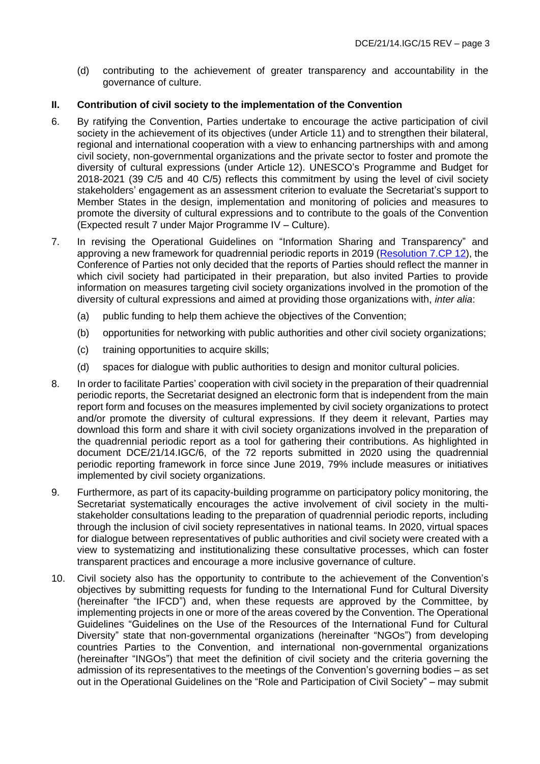(d) contributing to the achievement of greater transparency and accountability in the governance of culture.

## II. Contribution of civil society to the implementation of the Convention

6. By ratifying the Convention, Parties undertake to encourage the active participation of civil society in the achievement of its objectives (under Article 11) and to strengthen their bilateral, regional and international cooperation with a view to enhancing partnerships with and among civil society, non-governmental organizations and the private sector to foster and promote the diversity of cultural expressions (under Article 12). UNESCO's Programme and Budget for 2018-2021 (39 C/5 and 40 C/5) reflects this commitment by using the level of civil society stakeholders' engagement as an assessment criterion to evaluate the Secretariat's support to Member States in the design, implementation and monitoring of policies and measures to promote the diversity of cultural expressions and to contribute to the goals of the Convention (Expected result 7 under Major Programme IV – Culture).

7. In revising the Operational Guidelines on "Information Sharing and Transparency" and approving a new framework for quadrennial periodic reports in 2019 (Resolution 7.CP 12), the Conference of Parties not only decided that the reports of Parties should reflect the manner in which civil society had participated in their preparation, but also invited Parties to provide information on measures targeting civil society organizations involved in the promotion of the diversity of cultural expressions and aimed at providing those organizations with, *inter alia*:

   (a) public funding to help them achieve the objectives of the Convention;

   (b) opportunities for networking with public authorities and other civil society organizations;

   (c) training opportunities to acquire skills;

   (d) spaces for dialogue with public authorities to design and monitor cultural policies.

8. In order to facilitate Parties' cooperation with civil society in the preparation of their quadrennial periodic reports, the Secretariat designed an electronic form that is independent from the main report form and focuses on the measures implemented by civil society organizations to protect and/or promote the diversity of cultural expressions. If they deem it relevant, Parties may download this form and share it with civil society organizations involved in the preparation of the quadrennial periodic report as a tool for gathering their contributions. As highlighted in document DCE/21/14.IGC/6, of the 72 reports submitted in 2020 using the quadrennial periodic reporting framework in force since June 2019, 79% include measures or initiatives implemented by civil society organizations.

9. Furthermore, as part of its capacity-building programme on participatory policy monitoring, the Secretariat systematically encourages the active involvement of civil society in the multi-stakeholder consultations leading to the preparation of quadrennial periodic reports, including through the inclusion of civil society representatives in national teams. In 2020, virtual spaces for dialogue between representatives of public authorities and civil society were created with a view to systematizing and institutionalizing these consultative processes, which can foster transparent practices and encourage a more inclusive governance of culture.

10. Civil society also has the opportunity to contribute to the achievement of the Convention's objectives by submitting requests for funding to the International Fund for Cultural Diversity (hereinafter "the IFCD") and, when these requests are approved by the Committee, by implementing projects in one or more of the areas covered by the Convention. The Operational Guidelines "Guidelines on the Use of the Resources of the International Fund for Cultural Diversity" state that non-governmental organizations (hereinafter "NGOs") from developing countries Parties to the Convention, and international non-governmental organizations (hereinafter "INGOs") that meet the definition of civil society and the criteria governing the admission of its representatives to the meetings of the Convention's governing bodies – as set out in the Operational Guidelines on the "Role and Participation of Civil Society" – may submit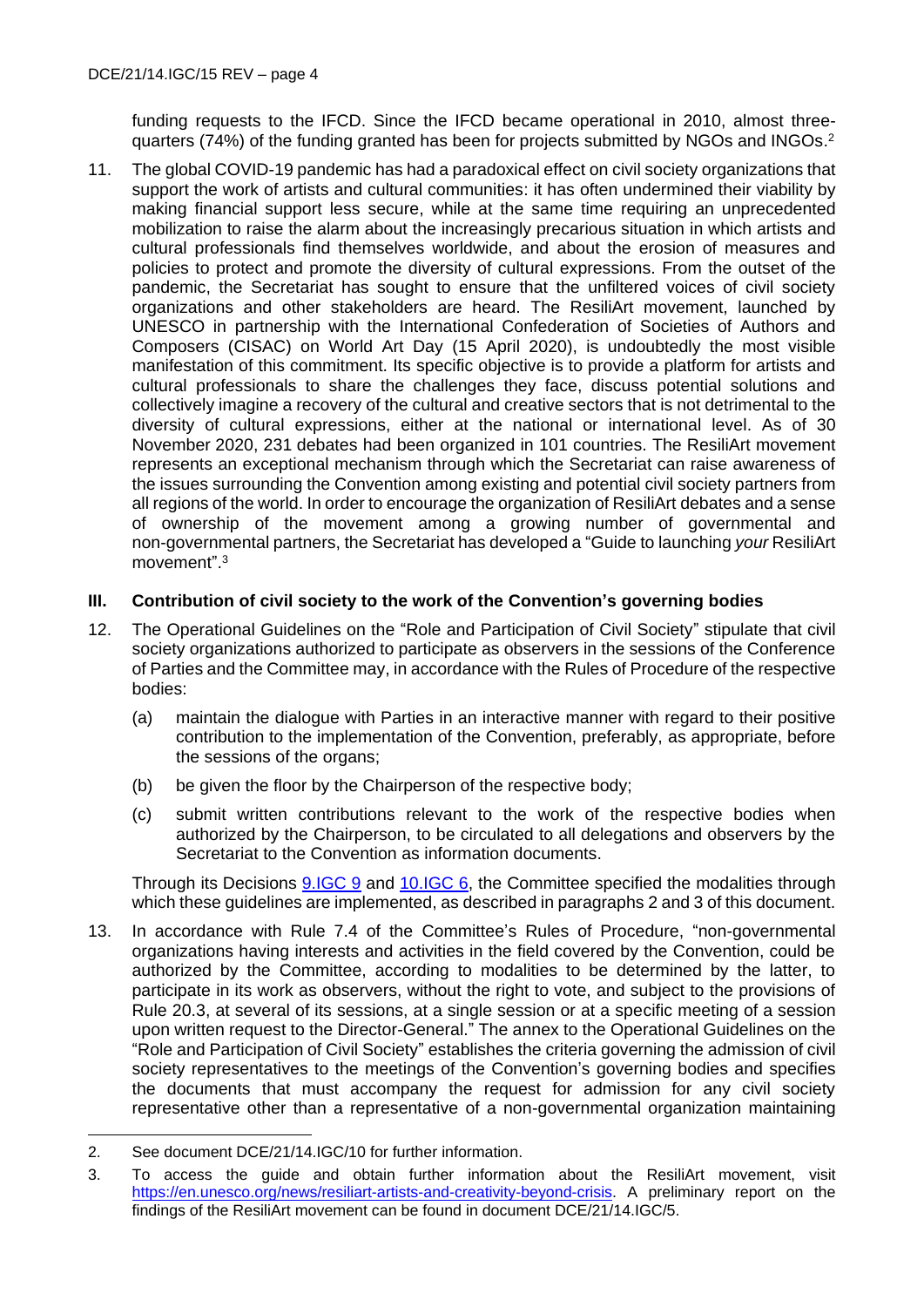funding requests to the IFCD. Since the IFCD became operational in 2010, almost three-quarters (74%) of the funding granted has been for projects submitted by NGOs and INGOs.[2]

11. The global COVID-19 pandemic has had a paradoxical effect on civil society organizations that support the work of artists and cultural communities: it has often undermined their viability by making financial support less secure, while at the same time requiring an unprecedented mobilization to raise the alarm about the increasingly precarious situation in which artists and cultural professionals find themselves worldwide, and about the erosion of measures and policies to protect and promote the diversity of cultural expressions. From the outset of the pandemic, the Secretariat has sought to ensure that the unfiltered voices of civil society organizations and other stakeholders are heard. The ResiliArt movement, launched by UNESCO in partnership with the International Confederation of Societies of Authors and Composers (CISAC) on World Art Day (15 April 2020), is undoubtedly the most visible manifestation of this commitment. Its specific objective is to provide a platform for artists and cultural professionals to share the challenges they face, discuss potential solutions and collectively imagine a recovery of the cultural and creative sectors that is not detrimental to the diversity of cultural expressions, either at the national or international level. As of 30 November 2020, 231 debates had been organized in 101 countries. The ResiliArt movement represents an exceptional mechanism through which the Secretariat can raise awareness of the issues surrounding the Convention among existing and potential civil society partners from all regions of the world. In order to encourage the organization of ResiliArt debates and a sense of ownership of the movement among a growing number of governmental and non-governmental partners, the Secretariat has developed a "Guide to launching *your* ResiliArt movement".[3]

## III. Contribution of civil society to the work of the Convention's governing bodies

12. The Operational Guidelines on the "Role and Participation of Civil Society" stipulate that civil society organizations authorized to participate as observers in the sessions of the Conference of Parties and the Committee may, in accordance with the Rules of Procedure of the respective bodies:

    (a) maintain the dialogue with Parties in an interactive manner with regard to their positive contribution to the implementation of the Convention, preferably, as appropriate, before the sessions of the organs;

    (b) be given the floor by the Chairperson of the respective body;

    (c) submit written contributions relevant to the work of the respective bodies when authorized by the Chairperson, to be circulated to all delegations and observers by the Secretariat to the Convention as information documents.

    Through its Decisions 9.IGC 9 and 10.IGC 6, the Committee specified the modalities through which these guidelines are implemented, as described in paragraphs 2 and 3 of this document.

13. In accordance with Rule 7.4 of the Committee's Rules of Procedure, "non-governmental organizations having interests and activities in the field covered by the Convention, could be authorized by the Committee, according to modalities to be determined by the latter, to participate in its work as observers, without the right to vote, and subject to the provisions of Rule 20.3, at several of its sessions, at a single session or at a specific meeting of a session upon written request to the Director-General." The annex to the Operational Guidelines on the "Role and Participation of Civil Society" establishes the criteria governing the admission of civil society representatives to the meetings of the Convention's governing bodies and specifies the documents that must accompany the request for admission for any civil society representative other than a representative of a non-governmental organization maintaining

---

2. See document DCE/21/14.IGC/10 for further information.

3. To access the guide and obtain further information about the ResiliArt movement, visit https://en.unesco.org/news/resiliart-artists-and-creativity-beyond-crisis. A preliminary report on the findings of the ResiliArt movement can be found in document DCE/21/14.IGC/5.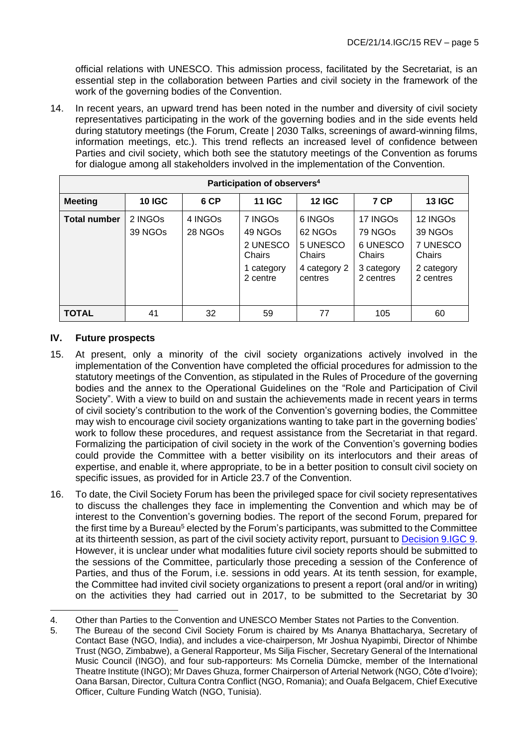official relations with UNESCO. This admission process, facilitated by the Secretariat, is an essential step in the collaboration between Parties and civil society in the framework of the work of the governing bodies of the Convention.

14. In recent years, an upward trend has been noted in the number and diversity of civil society representatives participating in the work of the governing bodies and in the side events held during statutory meetings (the Forum, Create | 2030 Talks, screenings of award-winning films, information meetings, etc.). This trend reflects an increased level of confidence between Parties and civil society, which both see the statutory meetings of the Convention as forums for dialogue among all stakeholders involved in the implementation of the Convention.

| Participation of observers[4] | | | | | | |
|---|---|---|---|---|---|---|
| **Meeting** | **10 IGC** | **6 CP** | **11 IGC** | **12 IGC** | **7 CP** | **13 IGC** |
| **Total number** | 2 INGOs<br>39 NGOs | 4 INGOs<br>28 NGOs | 7 INGOs<br>49 NGOs<br>2 UNESCO Chairs<br>1 category 2 centre | 6 INGOs<br>62 NGOs<br>5 UNESCO Chairs<br>4 category 2 centres | 17 INGOs<br>79 NGOs<br>6 UNESCO Chairs<br>3 category 2 centres | 12 INGOs<br>39 NGOs<br>7 UNESCO Chairs<br>2 category 2 centres |
| **TOTAL** | 41 | 32 | 59 | 77 | 105 | 60 |

## IV. Future prospects

15. At present, only a minority of the civil society organizations actively involved in the implementation of the Convention have completed the official procedures for admission to the statutory meetings of the Convention, as stipulated in the Rules of Procedure of the governing bodies and the annex to the Operational Guidelines on the "Role and Participation of Civil Society". With a view to build on and sustain the achievements made in recent years in terms of civil society's contribution to the work of the Convention's governing bodies, the Committee may wish to encourage civil society organizations wanting to take part in the governing bodies' work to follow these procedures, and request assistance from the Secretariat in that regard. Formalizing the participation of civil society in the work of the Convention's governing bodies could provide the Committee with a better visibility on its interlocutors and their areas of expertise, and enable it, where appropriate, to be in a better position to consult civil society on specific issues, as provided for in Article 23.7 of the Convention.

16. To date, the Civil Society Forum has been the privileged space for civil society representatives to discuss the challenges they face in implementing the Convention and which may be of interest to the Convention's governing bodies. The report of the second Forum, prepared for the first time by a Bureau[5] elected by the Forum's participants, was submitted to the Committee at its thirteenth session, as part of the civil society activity report, pursuant to Decision 9.IGC 9. However, it is unclear under what modalities future civil society reports should be submitted to the sessions of the Committee, particularly those preceding a session of the Conference of Parties, and thus of the Forum, i.e. sessions in odd years. At its tenth session, for example, the Committee had invited civil society organizations to present a report (oral and/or in writing) on the activities they had carried out in 2017, to be submitted to the Secretariat by 30

---

4. Other than Parties to the Convention and UNESCO Member States not Parties to the Convention.
5. The Bureau of the second Civil Society Forum is chaired by Ms Ananya Bhattacharya, Secretary of Contact Base (NGO, India), and includes a vice-chairperson, Mr Joshua Nyapimbi, Director of Nhimbe Trust (NGO, Zimbabwe), a General Rapporteur, Ms Silja Fischer, Secretary General of the International Music Council (INGO), and four sub-rapporteurs: Ms Cornelia Dümcke, member of the International Theatre Institute (INGO); Mr Daves Ghuza, former Chairperson of Arterial Network (NGO, Côte d'Ivoire); Oana Barsan, Director, Cultura Contra Conflict (NGO, Romania); and Ouafa Belgacem, Chief Executive Officer, Culture Funding Watch (NGO, Tunisia).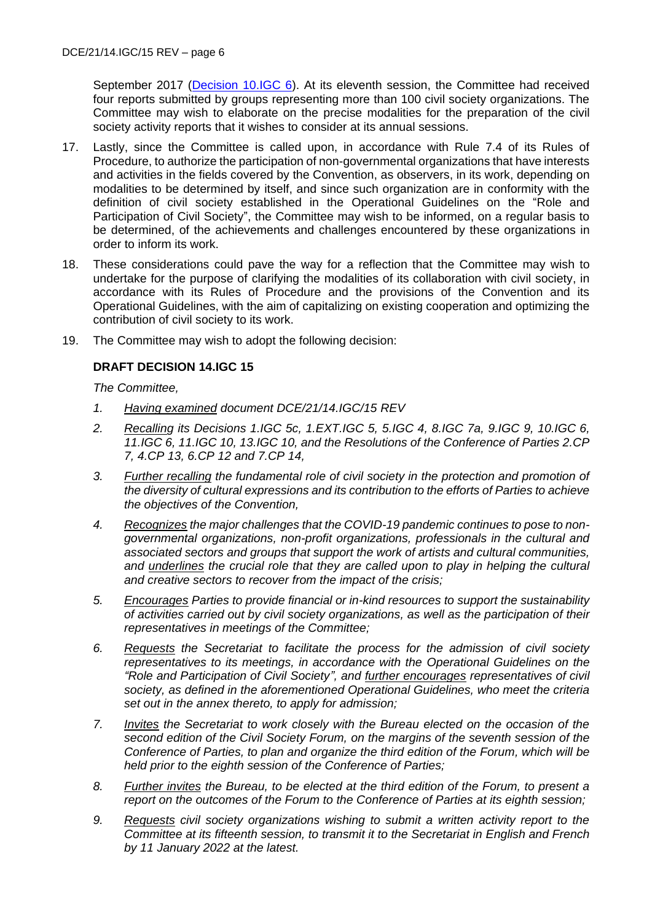September 2017 ([Decision 10.IGC 6](#)). At its eleventh session, the Committee had received four reports submitted by groups representing more than 100 civil society organizations. The Committee may wish to elaborate on the precise modalities for the preparation of the civil society activity reports that it wishes to consider at its annual sessions.

17. Lastly, since the Committee is called upon, in accordance with Rule 7.4 of its Rules of Procedure, to authorize the participation of non-governmental organizations that have interests and activities in the fields covered by the Convention, as observers, in its work, depending on modalities to be determined by itself, and since such organization are in conformity with the definition of civil society established in the Operational Guidelines on the "Role and Participation of Civil Society", the Committee may wish to be informed, on a regular basis to be determined, of the achievements and challenges encountered by these organizations in order to inform its work.

18. These considerations could pave the way for a reflection that the Committee may wish to undertake for the purpose of clarifying the modalities of its collaboration with civil society, in accordance with its Rules of Procedure and the provisions of the Convention and its Operational Guidelines, with the aim of capitalizing on existing cooperation and optimizing the contribution of civil society to its work.

19. The Committee may wish to adopt the following decision:

**DRAFT DECISION 14.IGC 15**

*The Committee,*

1. *Having examined document DCE/21/14.IGC/15 REV*
2. *Recalling its Decisions 1.IGC 5c, 1.EXT.IGC 5, 5.IGC 4, 8.IGC 7a, 9.IGC 9, 10.IGC 6, 11.IGC 6, 11.IGC 10, 13.IGC 10, and the Resolutions of the Conference of Parties 2.CP 7, 4.CP 13, 6.CP 12 and 7.CP 14,*
3. *Further recalling the fundamental role of civil society in the protection and promotion of the diversity of cultural expressions and its contribution to the efforts of Parties to achieve the objectives of the Convention,*
4. *Recognizes the major challenges that the COVID-19 pandemic continues to pose to non-governmental organizations, non-profit organizations, professionals in the cultural and associated sectors and groups that support the work of artists and cultural communities, and underlines the crucial role that they are called upon to play in helping the cultural and creative sectors to recover from the impact of the crisis;*
5. *Encourages Parties to provide financial or in-kind resources to support the sustainability of activities carried out by civil society organizations, as well as the participation of their representatives in meetings of the Committee;*
6. *Requests the Secretariat to facilitate the process for the admission of civil society representatives to its meetings, in accordance with the Operational Guidelines on the "Role and Participation of Civil Society", and further encourages representatives of civil society, as defined in the aforementioned Operational Guidelines, who meet the criteria set out in the annex thereto, to apply for admission;*
7. *Invites the Secretariat to work closely with the Bureau elected on the occasion of the second edition of the Civil Society Forum, on the margins of the seventh session of the Conference of Parties, to plan and organize the third edition of the Forum, which will be held prior to the eighth session of the Conference of Parties;*
8. *Further invites the Bureau, to be elected at the third edition of the Forum, to present a report on the outcomes of the Forum to the Conference of Parties at its eighth session;*
9. *Requests civil society organizations wishing to submit a written activity report to the Committee at its fifteenth session, to transmit it to the Secretariat in English and French by 11 January 2022 at the latest.*